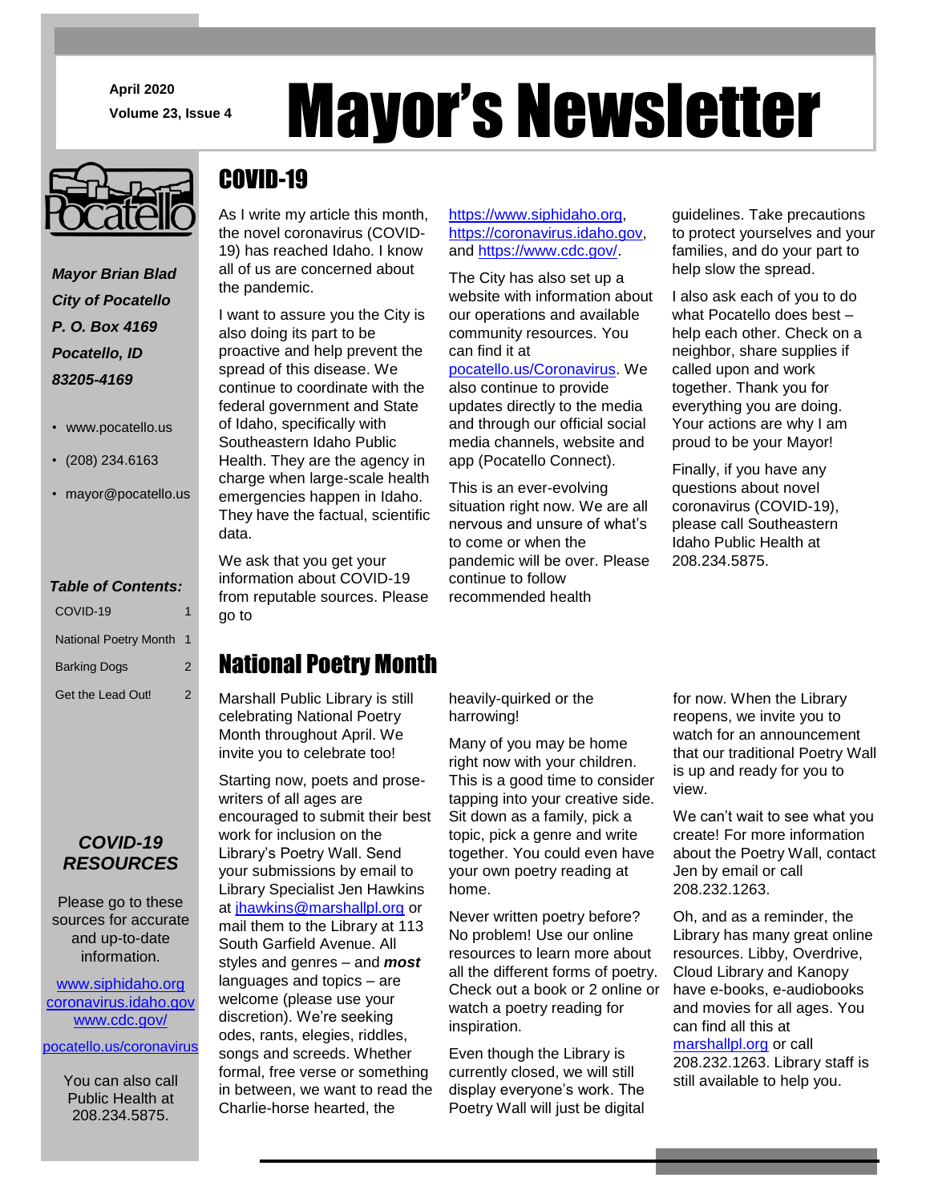April 2020

Volume 23, Issue 4

# Mayor's Newsletter

***Mayor Brian Blad***
***City of Pocatello***
***P. O. Box 4169***
***Pocatello, ID***
***83205-4169***

- www.pocatello.us
- (208) 234.6163
- mayor@pocatello.us

***Table of Contents:***

| | |
|---|---|
| COVID-19 | 1 |
| National Poetry Month | 1 |
| Barking Dogs | 2 |
| Get the Lead Out! | 2 |

## COVID-19

As I write my article this month, the novel coronavirus (COVID-19) has reached Idaho. I know all of us are concerned about the pandemic.

I want to assure you the City is also doing its part to be proactive and help prevent the spread of this disease. We continue to coordinate with the federal government and State of Idaho, specifically with Southeastern Idaho Public Health. They are the agency in charge when large-scale health emergencies happen in Idaho. They have the factual, scientific data.

We ask that you get your information about COVID-19 from reputable sources. Please go to https://www.siphidaho.org, https://coronavirus.idaho.gov, and https://www.cdc.gov/.

The City has also set up a website with information about our operations and available community resources. You can find it at pocatello.us/Coronavirus. We also continue to provide updates directly to the media and through our official social media channels, website and app (Pocatello Connect).

This is an ever-evolving situation right now. We are all nervous and unsure of what's to come or when the pandemic will be over. Please continue to follow recommended health guidelines. Take precautions to protect yourselves and your families, and do your part to help slow the spread.

I also ask each of you to do what Pocatello does best – help each other. Check on a neighbor, share supplies if called upon and work together. Thank you for everything you are doing. Your actions are why I am proud to be your Mayor!

Finally, if you have any questions about novel coronavirus (COVID-19), please call Southeastern Idaho Public Health at 208.234.5875.

## National Poetry Month

Marshall Public Library is still celebrating National Poetry Month throughout April. We invite you to celebrate too!

Starting now, poets and prose-writers of all ages are encouraged to submit their best work for inclusion on the Library's Poetry Wall. Send your submissions by email to Library Specialist Jen Hawkins at jhawkins@marshallpl.org or mail them to the Library at 113 South Garfield Avenue. All styles and genres – and ***most*** languages and topics – are welcome (please use your discretion). We're seeking odes, rants, elegies, riddles, songs and screeds. Whether formal, free verse or something in between, we want to read the Charlie-horse hearted, the heavily-quirked or the harrowing!

Many of you may be home right now with your children. This is a good time to consider tapping into your creative side. Sit down as a family, pick a topic, pick a genre and write together. You could even have your own poetry reading at home.

Never written poetry before? No problem! Use our online resources to learn more about all the different forms of poetry. Check out a book or 2 online or watch a poetry reading for inspiration.

Even though the Library is currently closed, we will still display everyone's work. The Poetry Wall will just be digital for now. When the Library reopens, we invite you to watch for an announcement that our traditional Poetry Wall is up and ready for you to view.

We can't wait to see what you create! For more information about the Poetry Wall, contact Jen by email or call 208.232.1263.

Oh, and as a reminder, the Library has many great online resources. Libby, Overdrive, Cloud Library and Kanopy have e-books, e-audiobooks and movies for all ages. You can find all this at marshallpl.org or call 208.232.1263. Library staff is still available to help you.

***COVID-19 RESOURCES***

Please go to these sources for accurate and up-to-date information.

www.siphidaho.org
coronavirus.idaho.gov
www.cdc.gov/
pocatello.us/coronavirus

You can also call Public Health at 208.234.5875.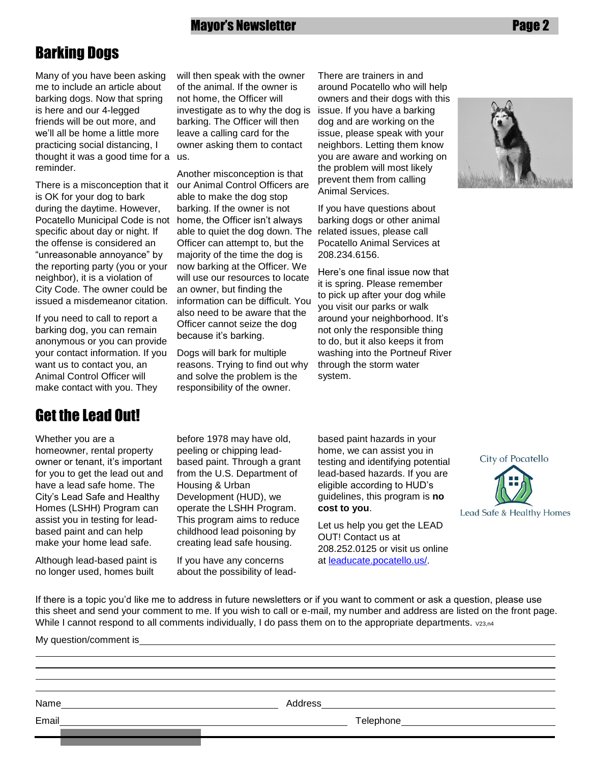## Barking Dogs

Many of you have been asking me to include an article about barking dogs. Now that spring is here and our 4-legged friends will be out more, and we'll all be home a little more practicing social distancing, I thought it was a good time for a reminder.

There is a misconception that it is OK for your dog to bark during the daytime. However, Pocatello Municipal Code is not specific about day or night. If the offense is considered an "unreasonable annoyance" by the reporting party (you or your neighbor), it is a violation of City Code. The owner could be issued a misdemeanor citation.

If you need to call to report a barking dog, you can remain anonymous or you can provide your contact information. If you want us to contact you, an Animal Control Officer will make contact with you. They will then speak with the owner of the animal. If the owner is not home, the Officer will investigate as to why the dog is barking. The Officer will then leave a calling card for the owner asking them to contact us.

Another misconception is that our Animal Control Officers are able to make the dog stop barking. If the owner is not home, the Officer isn't always able to quiet the dog down. The Officer can attempt to, but the majority of the time the dog is now barking at the Officer. We will use our resources to locate an owner, but finding the information can be difficult. You also need to be aware that the Officer cannot seize the dog because it's barking.

Dogs will bark for multiple reasons. Trying to find out why and solve the problem is the responsibility of the owner.

There are trainers in and around Pocatello who will help owners and their dogs with this issue. If you have a barking dog and are working on the issue, please speak with your neighbors. Letting them know you are aware and working on the problem will most likely prevent them from calling Animal Services.

If you have questions about barking dogs or other animal related issues, please call Pocatello Animal Services at 208.234.6156.

Here's one final issue now that it is spring. Please remember to pick up after your dog while you visit our parks or walk around your neighborhood. It's not only the responsible thing to do, but it also keeps it from washing into the Portneuf River through the storm water system.

## Get the Lead Out!

Whether you are a homeowner, rental property owner or tenant, it's important for you to get the lead out and have a lead safe home. The City's Lead Safe and Healthy Homes (LSHH) Program can assist you in testing for lead-based paint and can help make your home lead safe.

Although lead-based paint is no longer used, homes built before 1978 may have old, peeling or chipping lead-based paint. Through a grant from the U.S. Department of Housing & Urban Development (HUD), we operate the LSHH Program. This program aims to reduce childhood lead poisoning by creating lead safe housing.

If you have any concerns about the possibility of lead-based paint hazards in your home, we can assist you in testing and identifying potential lead-based hazards. If you are eligible according to HUD's guidelines, this program is **no cost to you**.

Let us help you get the LEAD OUT! Contact us at 208.252.0125 or visit us online at leaducate.pocatello.us/.

City of Pocatello
Lead Safe & Healthy Homes

If there is a topic you'd like me to address in future newsletters or if you want to comment or ask a question, please use this sheet and send your comment to me. If you wish to call or e-mail, my number and address are listed on the front page. While I cannot respond to all comments individually, I do pass them on to the appropriate departments. V23,n4

My question/comment is ____________________________________________

____________________________________________

____________________________________________

____________________________________________

____________________________________________

Name ______________________ Address ______________________

Email ______________________ Telephone ______________________